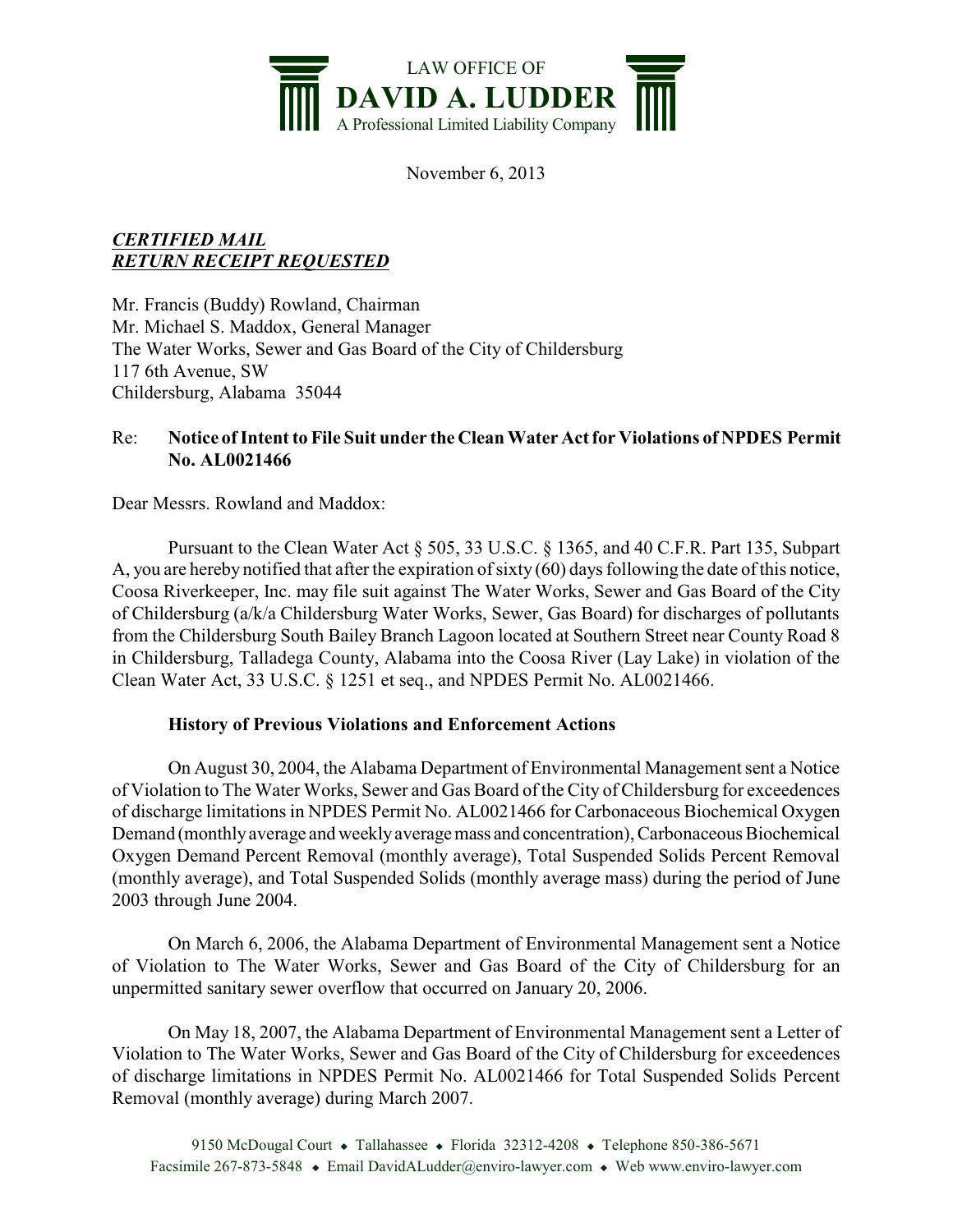LAW OFFICE OF
**DAVID A. LUDDER**
A Professional Limited Liability Company

November 6, 2013

***CERTIFIED MAIL***
***RETURN RECEIPT REQUESTED***

Mr. Francis (Buddy) Rowland, Chairman
Mr. Michael S. Maddox, General Manager
The Water Works, Sewer and Gas Board of the City of Childersburg
117 6th Avenue, SW
Childersburg, Alabama 35044

Re: **Notice of Intent to File Suit under the Clean Water Act for Violations of NPDES Permit No. AL0021466**

Dear Messrs. Rowland and Maddox:

Pursuant to the Clean Water Act § 505, 33 U.S.C. § 1365, and 40 C.F.R. Part 135, Subpart A, you are hereby notified that after the expiration of sixty (60) days following the date of this notice, Coosa Riverkeeper, Inc. may file suit against The Water Works, Sewer and Gas Board of the City of Childersburg (a/k/a Childersburg Water Works, Sewer, Gas Board) for discharges of pollutants from the Childersburg South Bailey Branch Lagoon located at Southern Street near County Road 8 in Childersburg, Talladega County, Alabama into the Coosa River (Lay Lake) in violation of the Clean Water Act, 33 U.S.C. § 1251 et seq., and NPDES Permit No. AL0021466.

**History of Previous Violations and Enforcement Actions**

On August 30, 2004, the Alabama Department of Environmental Management sent a Notice of Violation to The Water Works, Sewer and Gas Board of the City of Childersburg for exceedences of discharge limitations in NPDES Permit No. AL0021466 for Carbonaceous Biochemical Oxygen Demand (monthly average and weekly average mass and concentration), Carbonaceous Biochemical Oxygen Demand Percent Removal (monthly average), Total Suspended Solids Percent Removal (monthly average), and Total Suspended Solids (monthly average mass) during the period of June 2003 through June 2004.

On March 6, 2006, the Alabama Department of Environmental Management sent a Notice of Violation to The Water Works, Sewer and Gas Board of the City of Childersburg for an unpermitted sanitary sewer overflow that occurred on January 20, 2006.

On May 18, 2007, the Alabama Department of Environmental Management sent a Letter of Violation to The Water Works, Sewer and Gas Board of the City of Childersburg for exceedences of discharge limitations in NPDES Permit No. AL0021466 for Total Suspended Solids Percent Removal (monthly average) during March 2007.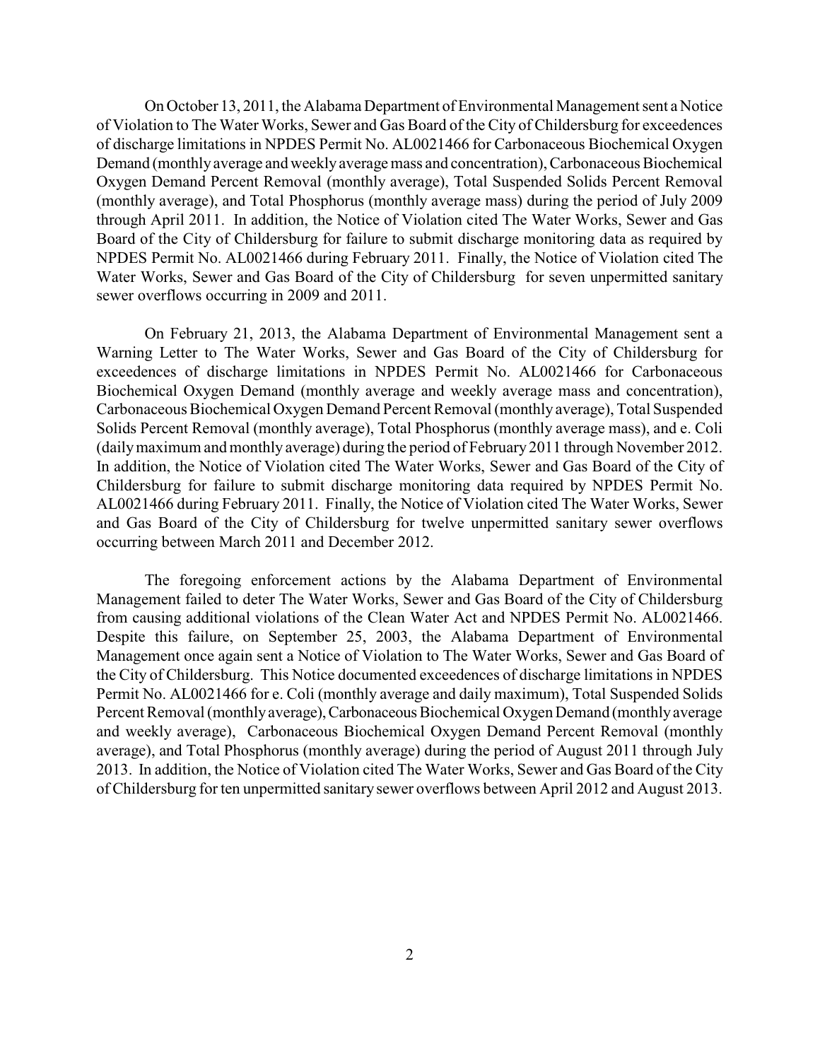On October 13, 2011, the Alabama Department of Environmental Management sent a Notice of Violation to The Water Works, Sewer and Gas Board of the City of Childersburg for exceedences of discharge limitations in NPDES Permit No. AL0021466 for Carbonaceous Biochemical Oxygen Demand (monthly average and weekly average mass and concentration), Carbonaceous Biochemical Oxygen Demand Percent Removal (monthly average), Total Suspended Solids Percent Removal (monthly average), and Total Phosphorus (monthly average mass) during the period of July 2009 through April 2011. In addition, the Notice of Violation cited The Water Works, Sewer and Gas Board of the City of Childersburg for failure to submit discharge monitoring data as required by NPDES Permit No. AL0021466 during February 2011. Finally, the Notice of Violation cited The Water Works, Sewer and Gas Board of the City of Childersburg for seven unpermitted sanitary sewer overflows occurring in 2009 and 2011.

On February 21, 2013, the Alabama Department of Environmental Management sent a Warning Letter to The Water Works, Sewer and Gas Board of the City of Childersburg for exceedences of discharge limitations in NPDES Permit No. AL0021466 for Carbonaceous Biochemical Oxygen Demand (monthly average and weekly average mass and concentration), Carbonaceous Biochemical Oxygen Demand Percent Removal (monthly average), Total Suspended Solids Percent Removal (monthly average), Total Phosphorus (monthly average mass), and e. Coli (daily maximum and monthly average) during the period of February 2011 through November 2012. In addition, the Notice of Violation cited The Water Works, Sewer and Gas Board of the City of Childersburg for failure to submit discharge monitoring data required by NPDES Permit No. AL0021466 during February 2011. Finally, the Notice of Violation cited The Water Works, Sewer and Gas Board of the City of Childersburg for twelve unpermitted sanitary sewer overflows occurring between March 2011 and December 2012.

The foregoing enforcement actions by the Alabama Department of Environmental Management failed to deter The Water Works, Sewer and Gas Board of the City of Childersburg from causing additional violations of the Clean Water Act and NPDES Permit No. AL0021466. Despite this failure, on September 25, 2003, the Alabama Department of Environmental Management once again sent a Notice of Violation to The Water Works, Sewer and Gas Board of the City of Childersburg. This Notice documented exceedences of discharge limitations in NPDES Permit No. AL0021466 for e. Coli (monthly average and daily maximum), Total Suspended Solids Percent Removal (monthly average), Carbonaceous Biochemical Oxygen Demand (monthly average and weekly average), Carbonaceous Biochemical Oxygen Demand Percent Removal (monthly average), and Total Phosphorus (monthly average) during the period of August 2011 through July 2013. In addition, the Notice of Violation cited The Water Works, Sewer and Gas Board of the City of Childersburg for ten unpermitted sanitary sewer overflows between April 2012 and August 2013.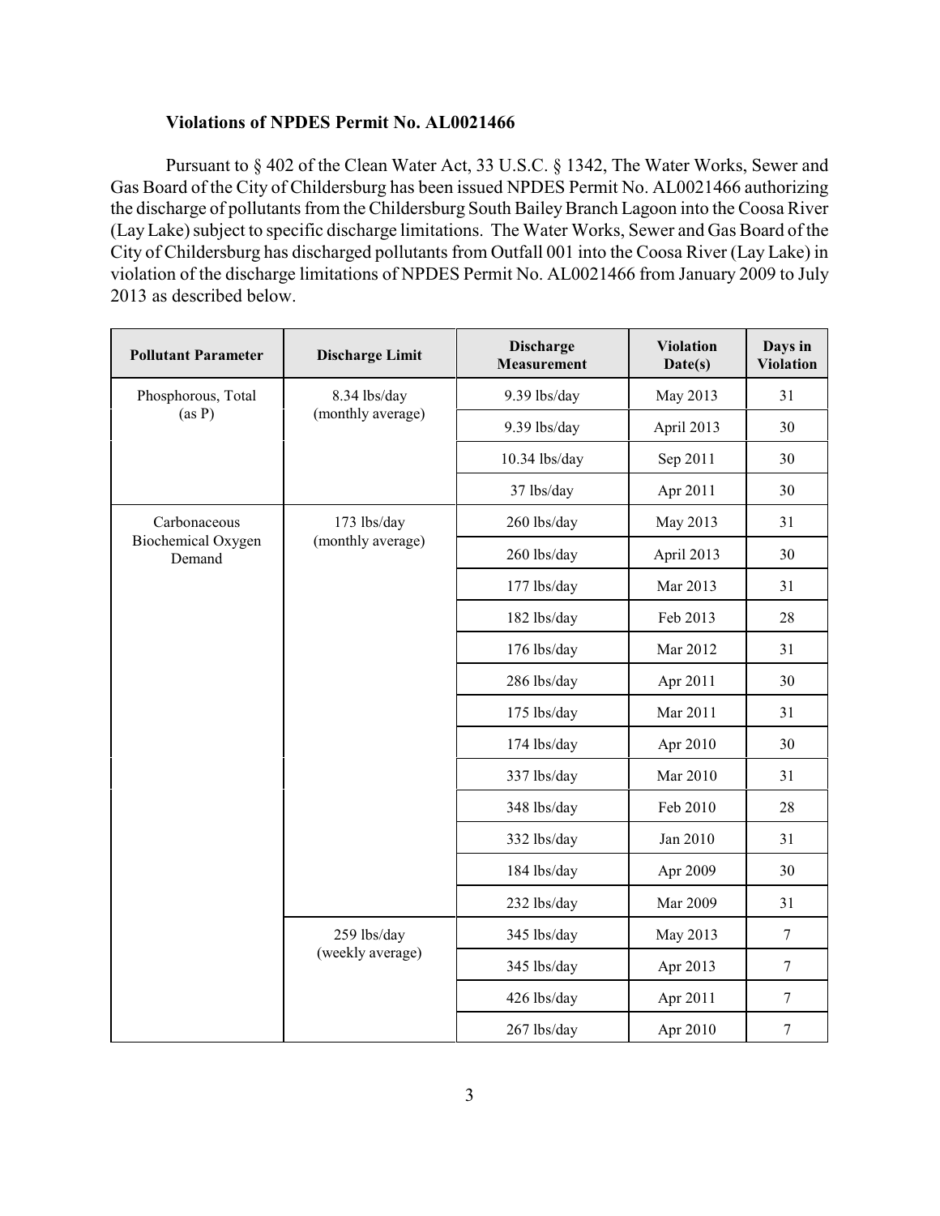**Violations of NPDES Permit No. AL0021466**

Pursuant to § 402 of the Clean Water Act, 33 U.S.C. § 1342, The Water Works, Sewer and Gas Board of the City of Childersburg has been issued NPDES Permit No. AL0021466 authorizing the discharge of pollutants from the Childersburg South Bailey Branch Lagoon into the Coosa River (Lay Lake) subject to specific discharge limitations. The Water Works, Sewer and Gas Board of the City of Childersburg has discharged pollutants from Outfall 001 into the Coosa River (Lay Lake) in violation of the discharge limitations of NPDES Permit No. AL0021466 from January 2009 to July 2013 as described below.

| Pollutant Parameter | Discharge Limit | Discharge Measurement | Violation Date(s) | Days in Violation |
|---|---|---|---|---|
| Phosphorous, Total (as P) | 8.34 lbs/day (monthly average) | 9.39 lbs/day | May 2013 | 31 |
| | | 9.39 lbs/day | April 2013 | 30 |
| | | 10.34 lbs/day | Sep 2011 | 30 |
| | | 37 lbs/day | Apr 2011 | 30 |
| Carbonaceous Biochemical Oxygen Demand | 173 lbs/day (monthly average) | 260 lbs/day | May 2013 | 31 |
| | | 260 lbs/day | April 2013 | 30 |
| | | 177 lbs/day | Mar 2013 | 31 |
| | | 182 lbs/day | Feb 2013 | 28 |
| | | 176 lbs/day | Mar 2012 | 31 |
| | | 286 lbs/day | Apr 2011 | 30 |
| | | 175 lbs/day | Mar 2011 | 31 |
| | | 174 lbs/day | Apr 2010 | 30 |
| | | 337 lbs/day | Mar 2010 | 31 |
| | | 348 lbs/day | Feb 2010 | 28 |
| | | 332 lbs/day | Jan 2010 | 31 |
| | | 184 lbs/day | Apr 2009 | 30 |
| | | 232 lbs/day | Mar 2009 | 31 |
| | 259 lbs/day (weekly average) | 345 lbs/day | May 2013 | 7 |
| | | 345 lbs/day | Apr 2013 | 7 |
| | | 426 lbs/day | Apr 2011 | 7 |
| | | 267 lbs/day | Apr 2010 | 7 |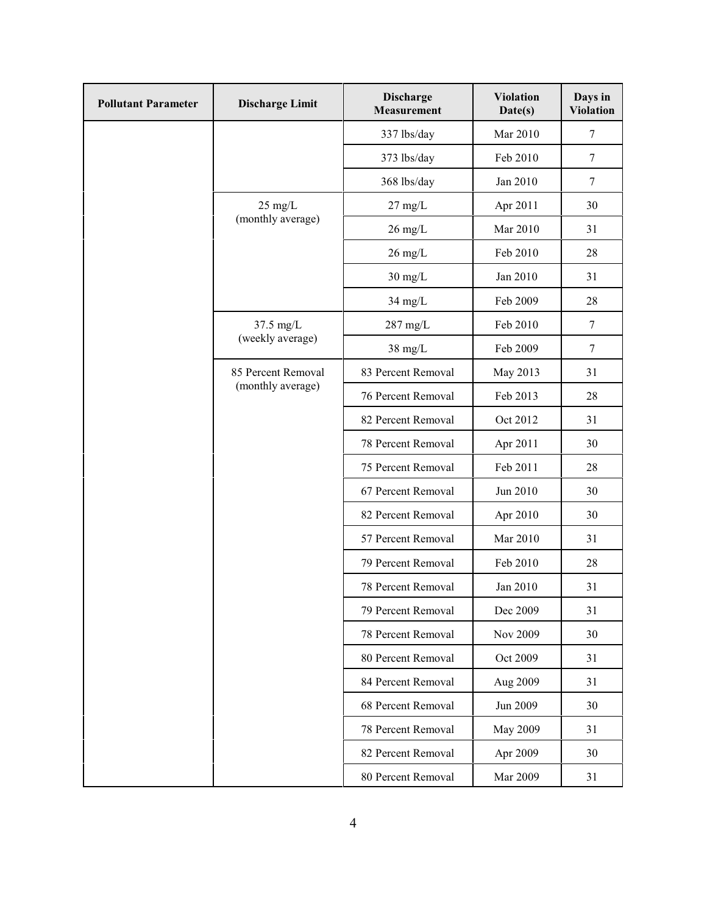| Pollutant Parameter | Discharge Limit | Discharge Measurement | Violation Date(s) | Days in Violation |
|---|---|---|---|---|
| | | 337 lbs/day | Mar 2010 | 7 |
| | | 373 lbs/day | Feb 2010 | 7 |
| | | 368 lbs/day | Jan 2010 | 7 |
| | 25 mg/L (monthly average) | 27 mg/L | Apr 2011 | 30 |
| | | 26 mg/L | Mar 2010 | 31 |
| | | 26 mg/L | Feb 2010 | 28 |
| | | 30 mg/L | Jan 2010 | 31 |
| | | 34 mg/L | Feb 2009 | 28 |
| | 37.5 mg/L (weekly average) | 287 mg/L | Feb 2010 | 7 |
| | | 38 mg/L | Feb 2009 | 7 |
| | 85 Percent Removal (monthly average) | 83 Percent Removal | May 2013 | 31 |
| | | 76 Percent Removal | Feb 2013 | 28 |
| | | 82 Percent Removal | Oct 2012 | 31 |
| | | 78 Percent Removal | Apr 2011 | 30 |
| | | 75 Percent Removal | Feb 2011 | 28 |
| | | 67 Percent Removal | Jun 2010 | 30 |
| | | 82 Percent Removal | Apr 2010 | 30 |
| | | 57 Percent Removal | Mar 2010 | 31 |
| | | 79 Percent Removal | Feb 2010 | 28 |
| | | 78 Percent Removal | Jan 2010 | 31 |
| | | 79 Percent Removal | Dec 2009 | 31 |
| | | 78 Percent Removal | Nov 2009 | 30 |
| | | 80 Percent Removal | Oct 2009 | 31 |
| | | 84 Percent Removal | Aug 2009 | 31 |
| | | 68 Percent Removal | Jun 2009 | 30 |
| | | 78 Percent Removal | May 2009 | 31 |
| | | 82 Percent Removal | Apr 2009 | 30 |
| | | 80 Percent Removal | Mar 2009 | 31 |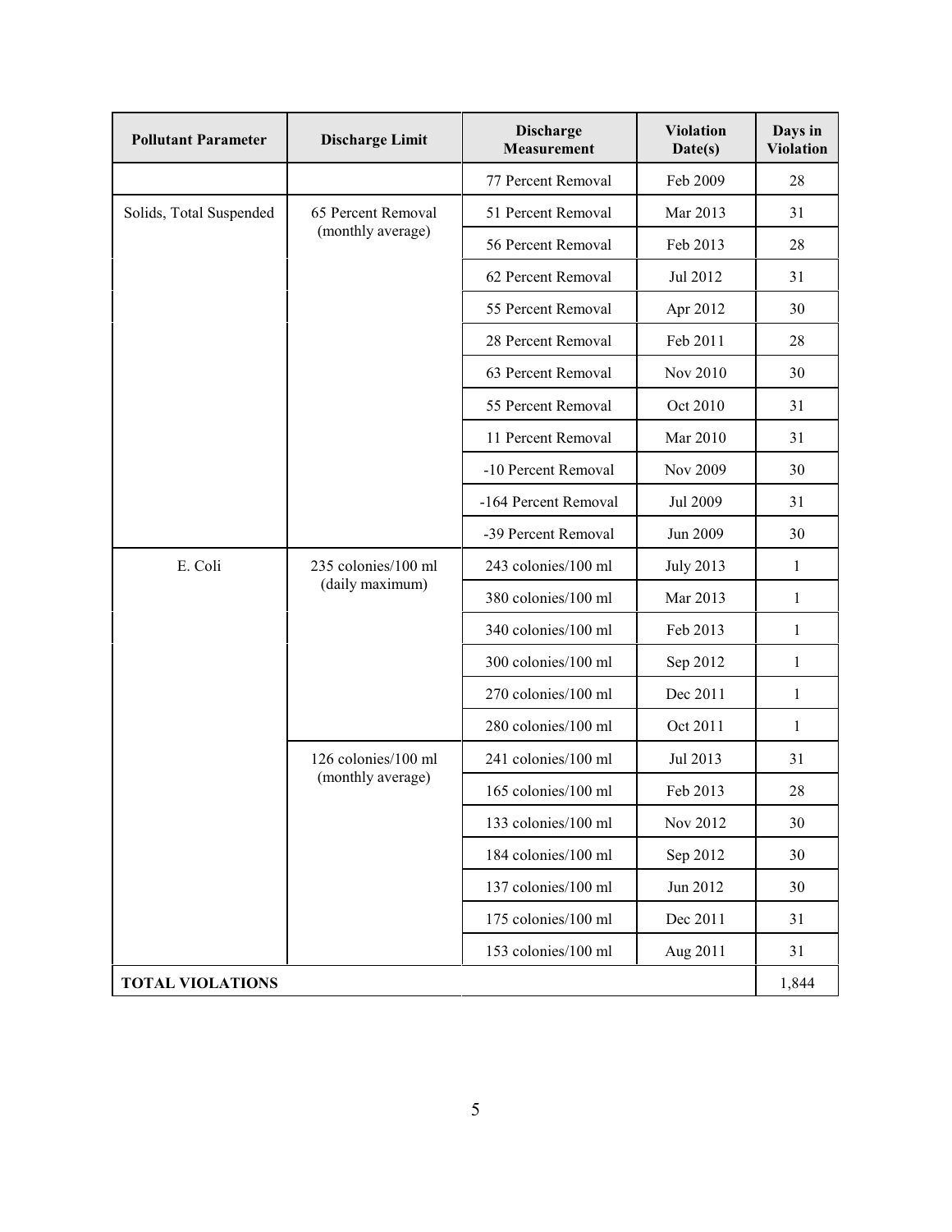| Pollutant Parameter | Discharge Limit | Discharge Measurement | Violation Date(s) | Days in Violation |
|---|---|---|---|---|
| | | 77 Percent Removal | Feb 2009 | 28 |
| Solids, Total Suspended | 65 Percent Removal (monthly average) | 51 Percent Removal | Mar 2013 | 31 |
| | | 56 Percent Removal | Feb 2013 | 28 |
| | | 62 Percent Removal | Jul 2012 | 31 |
| | | 55 Percent Removal | Apr 2012 | 30 |
| | | 28 Percent Removal | Feb 2011 | 28 |
| | | 63 Percent Removal | Nov 2010 | 30 |
| | | 55 Percent Removal | Oct 2010 | 31 |
| | | 11 Percent Removal | Mar 2010 | 31 |
| | | -10 Percent Removal | Nov 2009 | 30 |
| | | -164 Percent Removal | Jul 2009 | 31 |
| | | -39 Percent Removal | Jun 2009 | 30 |
| E. Coli | 235 colonies/100 ml (daily maximum) | 243 colonies/100 ml | July 2013 | 1 |
| | | 380 colonies/100 ml | Mar 2013 | 1 |
| | | 340 colonies/100 ml | Feb 2013 | 1 |
| | | 300 colonies/100 ml | Sep 2012 | 1 |
| | | 270 colonies/100 ml | Dec 2011 | 1 |
| | | 280 colonies/100 ml | Oct 2011 | 1 |
| | 126 colonies/100 ml (monthly average) | 241 colonies/100 ml | Jul 2013 | 31 |
| | | 165 colonies/100 ml | Feb 2013 | 28 |
| | | 133 colonies/100 ml | Nov 2012 | 30 |
| | | 184 colonies/100 ml | Sep 2012 | 30 |
| | | 137 colonies/100 ml | Jun 2012 | 30 |
| | | 175 colonies/100 ml | Dec 2011 | 31 |
| | | 153 colonies/100 ml | Aug 2011 | 31 |
| **TOTAL VIOLATIONS** | | | | 1,844 |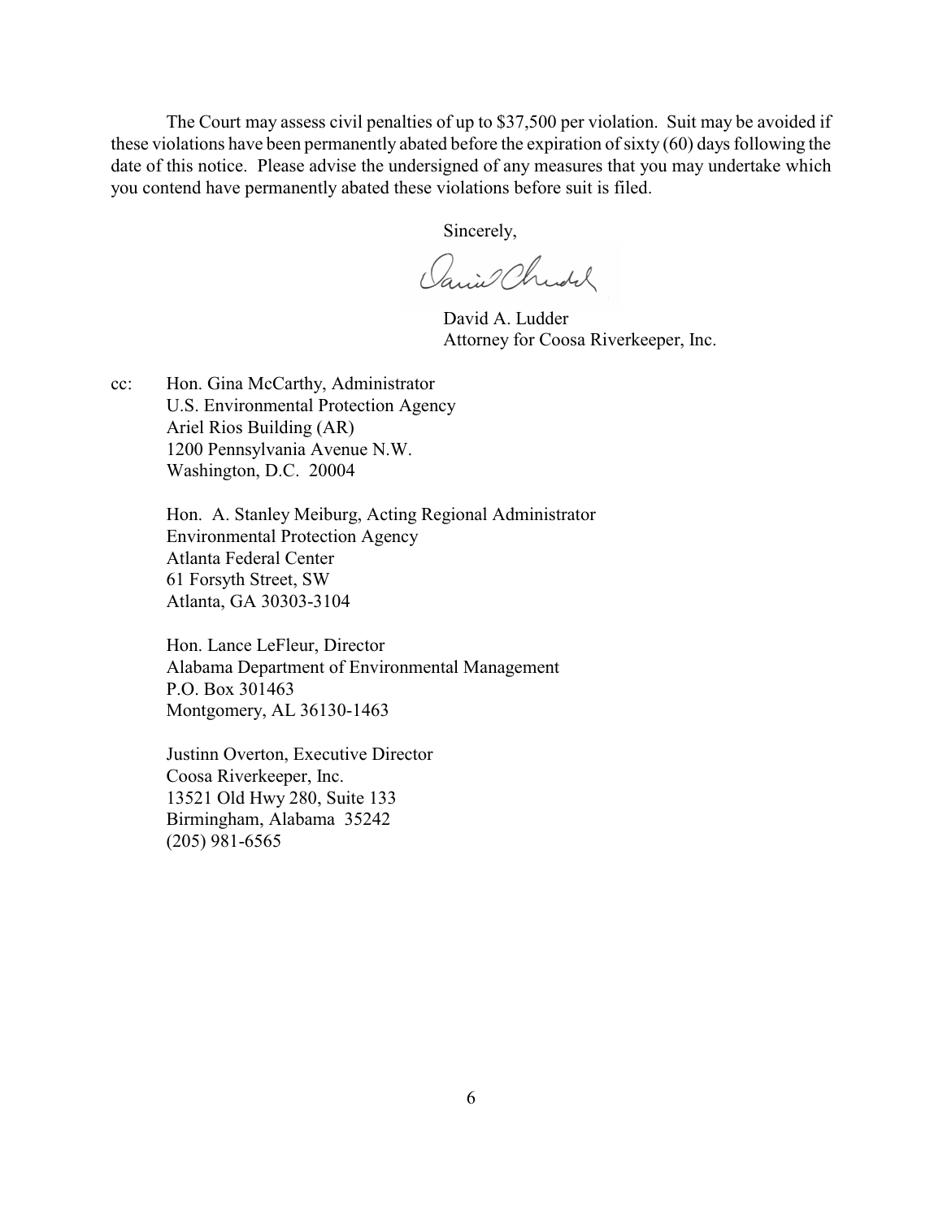The Court may assess civil penalties of up to $37,500 per violation. Suit may be avoided if these violations have been permanently abated before the expiration of sixty (60) days following the date of this notice. Please advise the undersigned of any measures that you may undertake which you contend have permanently abated these violations before suit is filed.

Sincerely,

David A. Ludder
Attorney for Coosa Riverkeeper, Inc.

cc: Hon. Gina McCarthy, Administrator
U.S. Environmental Protection Agency
Ariel Rios Building (AR)
1200 Pennsylvania Avenue N.W.
Washington, D.C. 20004

Hon. A. Stanley Meiburg, Acting Regional Administrator
Environmental Protection Agency
Atlanta Federal Center
61 Forsyth Street, SW
Atlanta, GA 30303-3104

Hon. Lance LeFleur, Director
Alabama Department of Environmental Management
P.O. Box 301463
Montgomery, AL 36130-1463

Justinn Overton, Executive Director
Coosa Riverkeeper, Inc.
13521 Old Hwy 280, Suite 133
Birmingham, Alabama 35242
(205) 981-6565